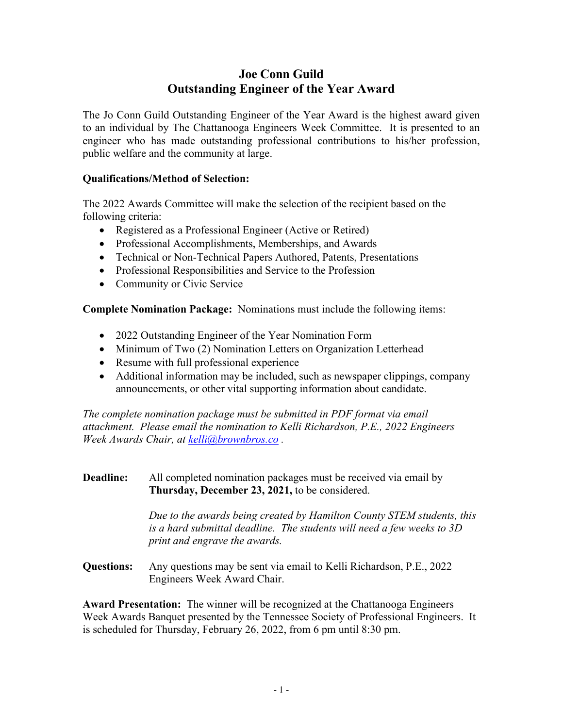# Joe Conn Guild
# Outstanding Engineer of the Year Award

The Jo Conn Guild Outstanding Engineer of the Year Award is the highest award given to an individual by The Chattanooga Engineers Week Committee. It is presented to an engineer who has made outstanding professional contributions to his/her profession, public welfare and the community at large.

**Qualifications/Method of Selection:**

The 2022 Awards Committee will make the selection of the recipient based on the following criteria:

- Registered as a Professional Engineer (Active or Retired)
- Professional Accomplishments, Memberships, and Awards
- Technical or Non-Technical Papers Authored, Patents, Presentations
- Professional Responsibilities and Service to the Profession
- Community or Civic Service

**Complete Nomination Package:** Nominations must include the following items:

- 2022 Outstanding Engineer of the Year Nomination Form
- Minimum of Two (2) Nomination Letters on Organization Letterhead
- Resume with full professional experience
- Additional information may be included, such as newspaper clippings, company announcements, or other vital supporting information about candidate.

*The complete nomination package must be submitted in PDF format via email attachment. Please email the nomination to Kelli Richardson, P.E., 2022 Engineers Week Awards Chair, at [kelli@brownbros.co](mailto:kelli@brownbros.co) .*

**Deadline:** All completed nomination packages must be received via email by **Thursday, December 23, 2021,** to be considered.

*Due to the awards being created by Hamilton County STEM students, this is a hard submittal deadline. The students will need a few weeks to 3D print and engrave the awards.*

**Questions:** Any questions may be sent via email to Kelli Richardson, P.E., 2022 Engineers Week Award Chair.

**Award Presentation:** The winner will be recognized at the Chattanooga Engineers Week Awards Banquet presented by the Tennessee Society of Professional Engineers. It is scheduled for Thursday, February 26, 2022, from 6 pm until 8:30 pm.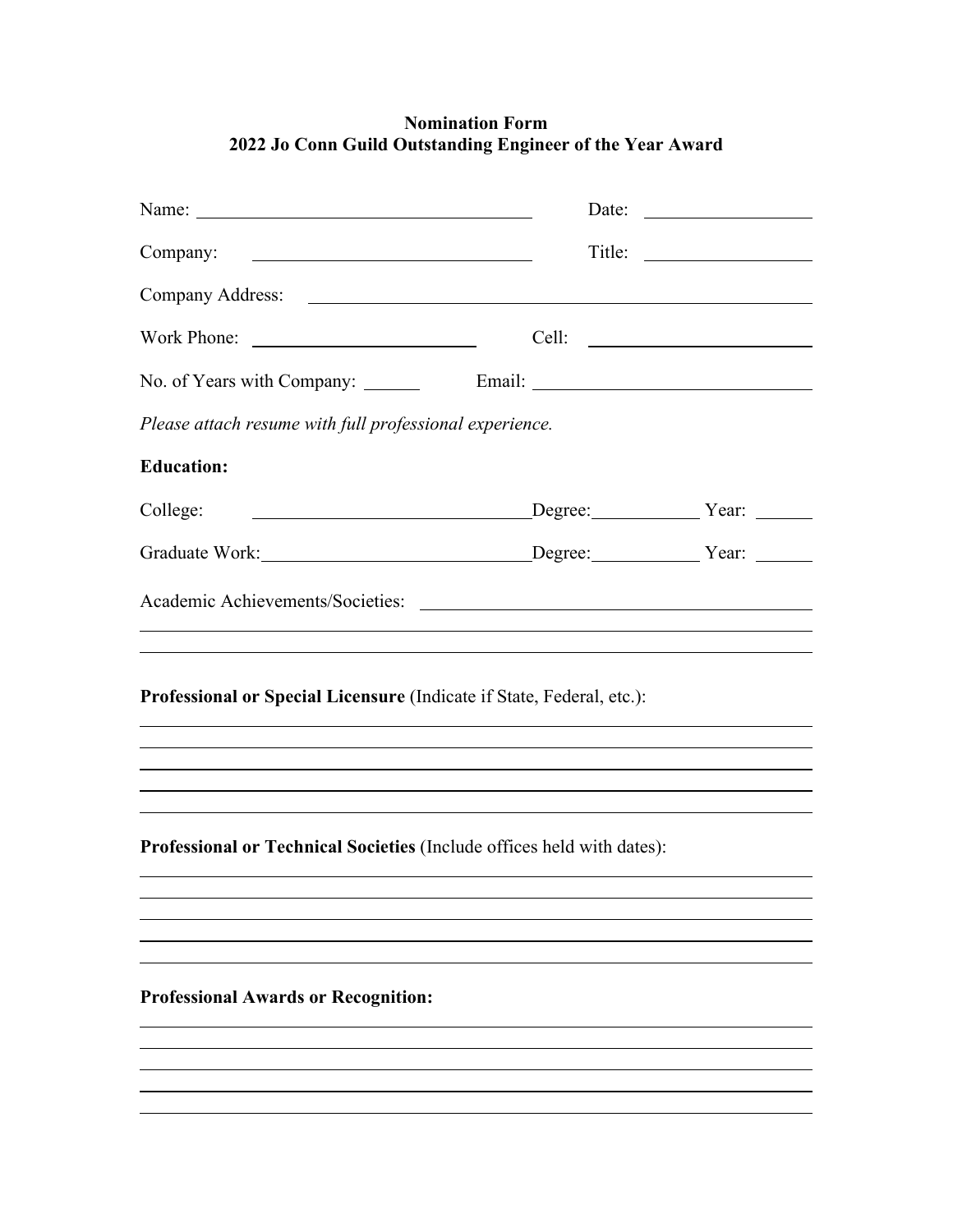**Nomination Form**
**2022 Jo Conn Guild Outstanding Engineer of the Year Award**

Name: ______________________________ Date: ______________

Company: ______________________________ Title: ______________

Company Address: ____________________________________________

Work Phone: ____________________ Cell: ____________________

No. of Years with Company: ______ Email: ________________________

*Please attach resume with full professional experience.*

**Education:**

College: ______________________________ Degree: __________ Year: ______

Graduate Work: ______________________________ Degree: __________ Year: ______

Academic Achievements/Societies: ____________________________________________

____________________________________________________________________

____________________________________________________________________

**Professional or Special Licensure** (Indicate if State, Federal, etc.):

____________________________________________________________________

____________________________________________________________________

____________________________________________________________________

____________________________________________________________________

____________________________________________________________________

**Professional or Technical Societies** (Include offices held with dates):

____________________________________________________________________

____________________________________________________________________

____________________________________________________________________

____________________________________________________________________

____________________________________________________________________

**Professional Awards or Recognition:**

____________________________________________________________________

____________________________________________________________________

____________________________________________________________________

____________________________________________________________________

____________________________________________________________________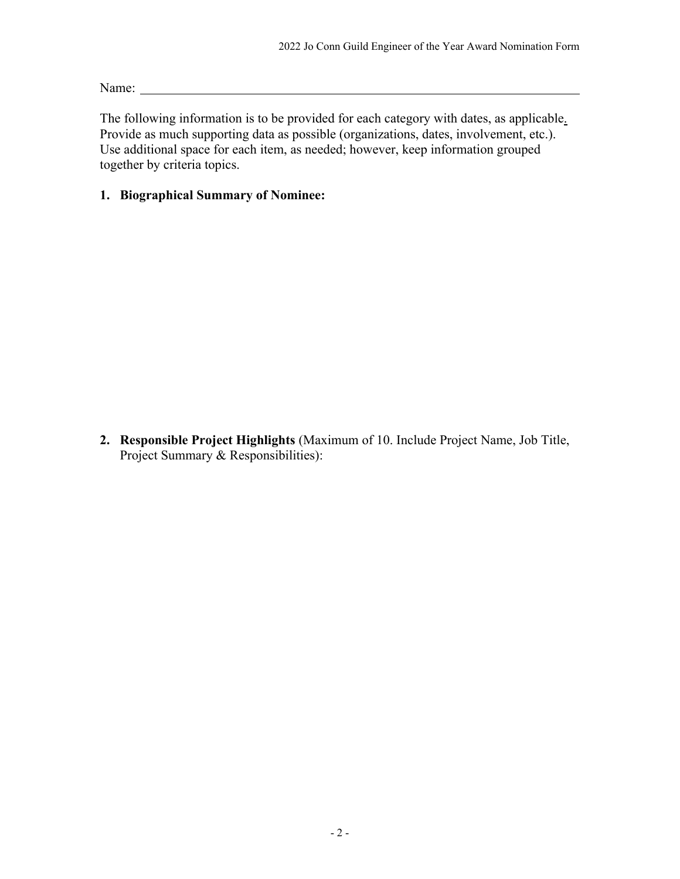Name: \_\_\_\_\_\_\_\_\_\_\_\_\_\_\_\_\_\_\_\_\_\_\_\_\_\_\_\_\_\_\_\_\_\_\_\_\_\_\_\_\_\_\_\_\_\_\_\_\_\_\_\_\_\_\_\_

The following information is to be provided for each category with dates, as applicable. Provide as much supporting data as possible (organizations, dates, involvement, etc.). Use additional space for each item, as needed; however, keep information grouped together by criteria topics.

1. **Biographical Summary of Nominee:**

2. **Responsible Project Highlights** (Maximum of 10. Include Project Name, Job Title, Project Summary & Responsibilities):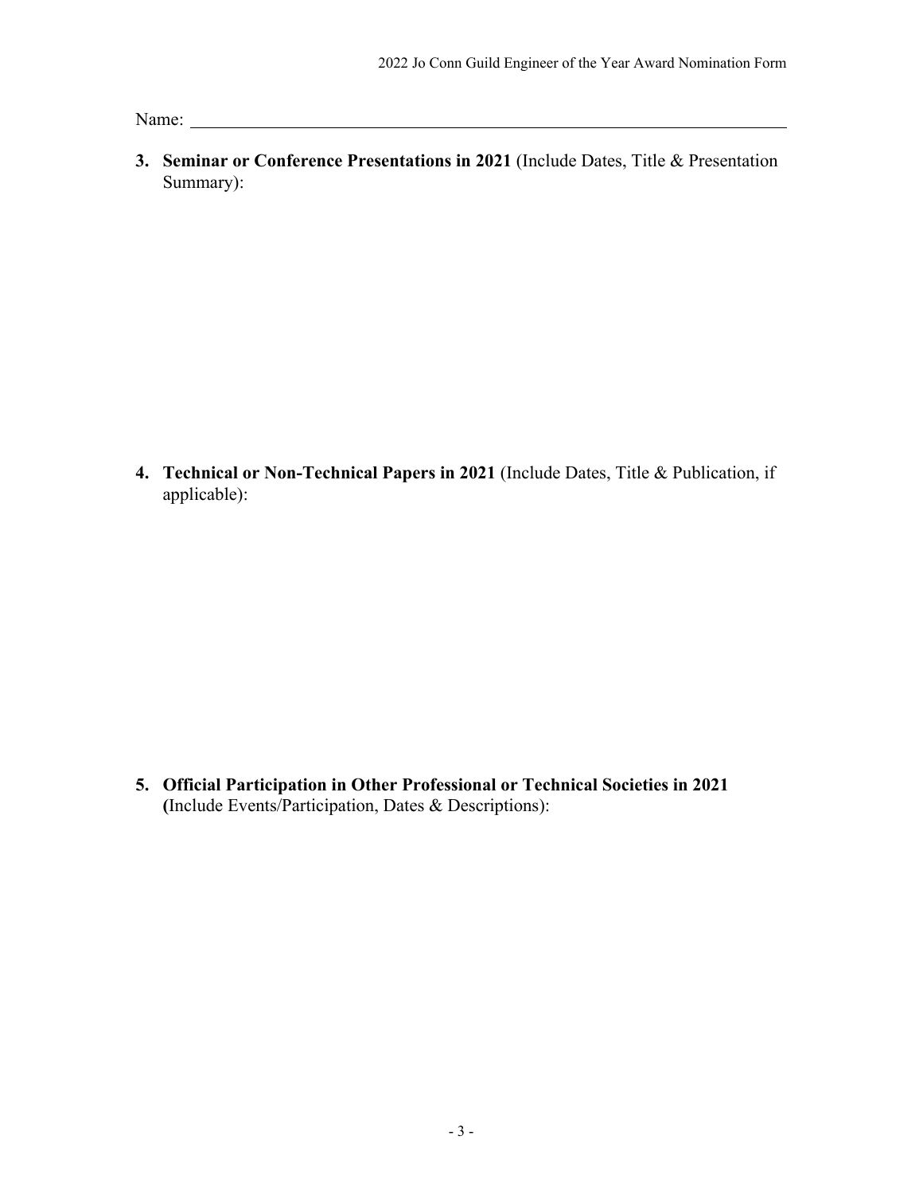Name: ______________________________________________

**3. Seminar or Conference Presentations in 2021** (Include Dates, Title & Presentation Summary):

**4. Technical or Non-Technical Papers in 2021** (Include Dates, Title & Publication, if applicable):

**5. Official Participation in Other Professional or Technical Societies in 2021** **(**Include Events/Participation, Dates & Descriptions):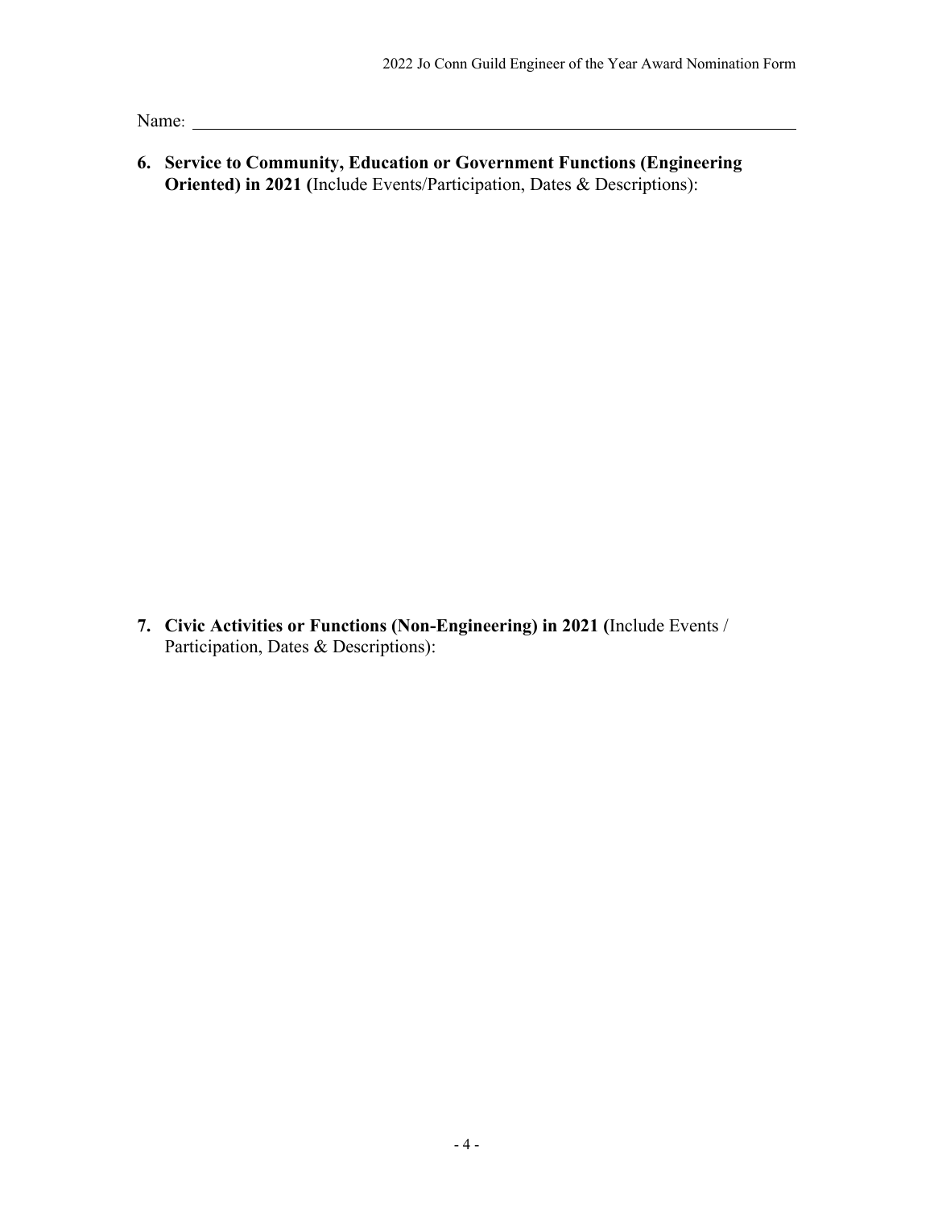Name: ____________________________________________

**6. Service to Community, Education or Government Functions (Engineering Oriented) in 2021 (**Include Events/Participation, Dates & Descriptions):

**7. Civic Activities or Functions (Non-Engineering) in 2021 (**Include Events / Participation, Dates & Descriptions):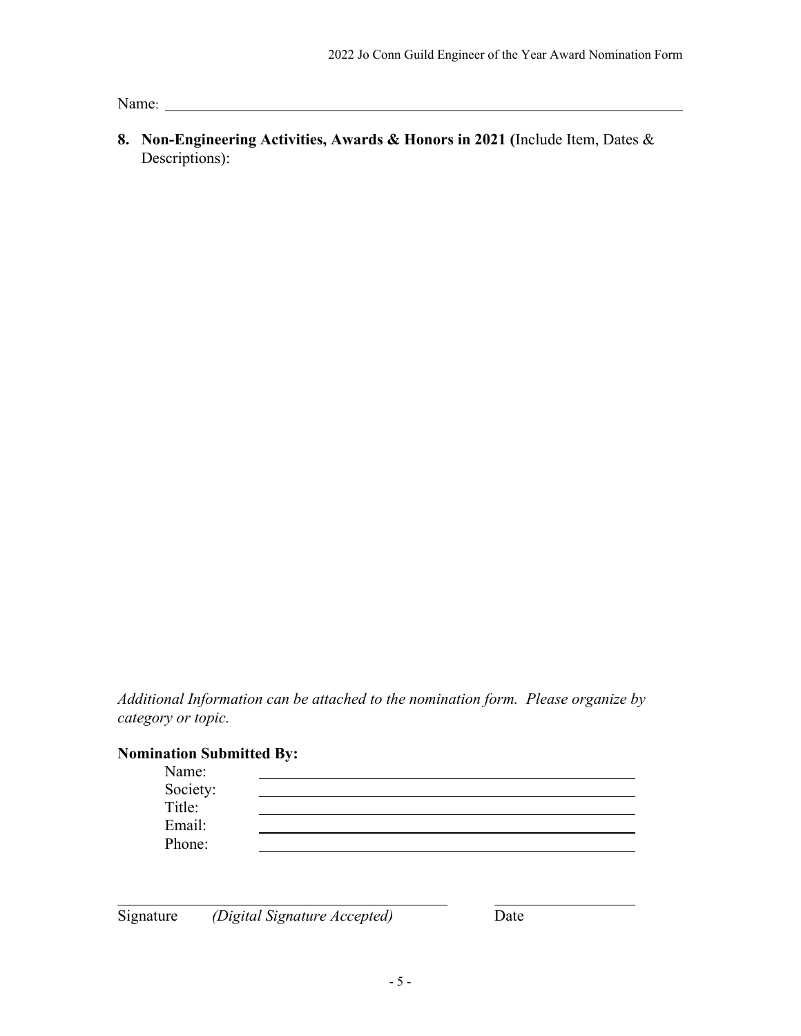Name: \_\_\_\_\_\_\_\_\_\_\_\_\_\_\_\_\_\_\_\_\_\_\_\_\_\_\_\_\_\_\_\_\_\_\_\_\_\_\_\_

8. **Non-Engineering Activities, Awards & Honors in 2021 (**Include Item, Dates & Descriptions):

*Additional Information can be attached to the nomination form. Please organize by category or topic.*

**Nomination Submitted By:**

Name: \_\_\_\_\_\_\_\_\_\_\_\_\_\_\_\_\_\_\_\_\_\_\_\_\_\_\_\_\_\_\_\_\_\_\_\_\_\_\_\_

Society: \_\_\_\_\_\_\_\_\_\_\_\_\_\_\_\_\_\_\_\_\_\_\_\_\_\_\_\_\_\_\_\_\_\_\_\_\_\_\_\_

Title: \_\_\_\_\_\_\_\_\_\_\_\_\_\_\_\_\_\_\_\_\_\_\_\_\_\_\_\_\_\_\_\_\_\_\_\_\_\_\_\_

Email: \_\_\_\_\_\_\_\_\_\_\_\_\_\_\_\_\_\_\_\_\_\_\_\_\_\_\_\_\_\_\_\_\_\_\_\_\_\_\_\_

Phone: \_\_\_\_\_\_\_\_\_\_\_\_\_\_\_\_\_\_\_\_\_\_\_\_\_\_\_\_\_\_\_\_\_\_\_\_\_\_\_\_

\_\_\_\_\_\_\_\_\_\_\_\_\_\_\_\_\_\_\_\_\_\_\_\_\_\_\_\_\_\_\_\_\_\_\_\_ \_\_\_\_\_\_\_\_\_\_\_\_\_\_\_\_

Signature *(Digital Signature Accepted)* Date